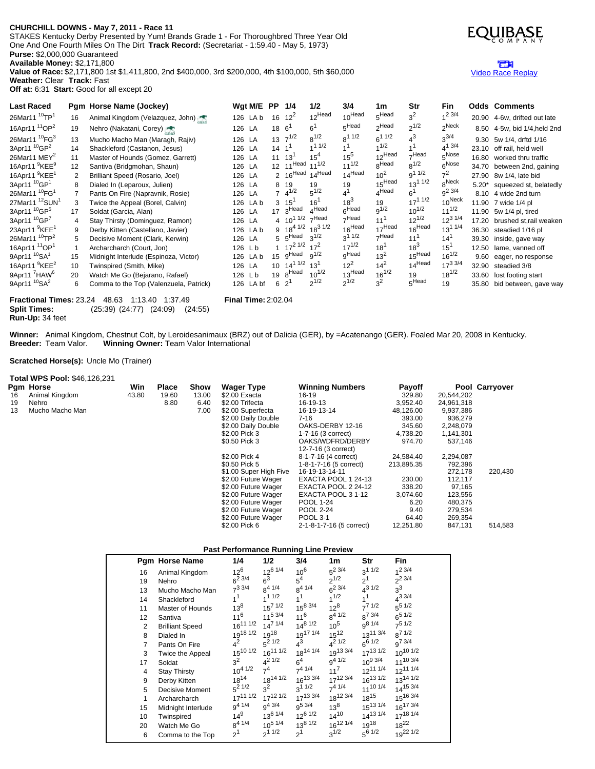**CHURCHILL DOWNS - May 7, 2011 - Race 11**
STAKES Kentucky Derby Presented by Yum! Brands Grade 1 - For Thoroughbred Three Year Old
One And One Fourth Miles On The Dirt **Track Record:** (Secretariat - 1:59.40 - May 5, 1973)
**Purse:** $2,000,000 Guaranteed
**Available Money:** $2,171,800
**Value of Race:** $2,171,800 1st $1,411,800, 2nd $400,000, 3rd $200,000, 4th $100,000, 5th $60,000
**Weather:** Clear **Track:** Fast
**Off at:** 6:31 **Start:** Good for all except 20

EQUIBASE COMPANY

Video Race Replay

| Last Raced | Pgm | Horse Name (Jockey) | Wgt | M/E | PP | 1/4 | 1/2 | 3/4 | 1m | Str | Fin | Odds | Comments |
|---|---|---|---|---|---|---|---|---|---|---|---|---|---|
| 26Mar11 10TP 1 | 16 | Animal Kingdom (Velazquez, John) | 126 | LA b | 16 | 12 2 | 12 Head | 10 Head | 5 Head | 3 2 | 1 2 3/4 | 20.90 | 4-6w, drifted out late |
| 16Apr11 11OP 2 | 19 | Nehro (Nakatani, Corey) | 126 | LA | 18 | 6 1 | 6 1 | 5 Head | 2 Head | 2 1/2 | 2 Neck | 8.50 | 4-5w, bid 1/4,held 2nd |
| 26Mar11 10FG 3 | 13 | Mucho Macho Man (Maragh, Rajiv) | 126 | LA | 13 | 7 1/2 | 8 1/2 | 8 1 1/2 | 6 1 1/2 | 4 3 | 3 3/4 | 9.30 | 5w 1/4, drftd 1/16 |
| 3Apr11 10GP 2 | 14 | Shackleford (Castanon, Jesus) | 126 | LA | 14 | 1 1 | 1 1 1/2 | 1 1 | 1 1/2 | 1 1 | 4 1 3/4 | 23.10 | off rail, held well |
| 26Mar11 MEY 2 | 11 | Master of Hounds (Gomez, Garrett) | 126 | LA | 11 | 13 1 | 15 4 | 15 5 | 12 Head | 7 Head | 5 Nose | 16.80 | worked thru traffic |
| 16Apr11 9KEE 9 | 12 | Santiva (Bridgmohan, Shaun) | 126 | LA | 12 | 11 Head | 11 1/2 | 11 1/2 | 8 Head | 8 1/2 | 6 Nose | 34.70 | between 2nd, gaining |
| 16Apr11 9KEE 1 | 2 | Brilliant Speed (Rosario, Joel) | 126 | LA | 2 | 16 Head | 14 Head | 14 Head | 10 2 | 9 1 1/2 | 7 2 | 27.90 | 8w 1/4, late bid |
| 3Apr11 10GP 1 | 8 | Dialed In (Leparoux, Julien) | 126 | LA | 8 | 19 | 19 | 19 | 15 Head | 13 1 1/2 | 8 Neck | 5.20* | squeezed st, belatedly |
| 26Mar11 10FG 1 | 7 | Pants On Fire (Napravnik, Rosie) | 126 | LA | 7 | 4 1/2 | 5 1/2 | 4 1 | 4 Head | 6 1 | 9 2 3/4 | 8.10 | 4 wide 2nd turn |
| 27Mar11 12SUN 1 | 3 | Twice the Appeal (Borel, Calvin) | 126 | LA b | 3 | 15 1 | 16 1 | 18 3 | 19 | 17 1 1/2 | 10 Neck | 11.90 | 7 wide 1/4 pl |
| 3Apr11 10GP 5 | 17 | Soldat (Garcia, Alan) | 126 | LA | 17 | 3 Head | 4 Head | 6 Head | 9 1/2 | 10 1/2 | 11 1/2 | 11.90 | 5w 1/4 pl, tired |
| 3Apr11 10GP 7 | 4 | Stay Thirsty (Dominguez, Ramon) | 126 | LA | 4 | 10 1 1/2 | 7 Head | 7 Head | 11 1 | 12 1/2 | 12 3 1/4 | 17.20 | brushed st,rail weaken |
| 23Apr11 9KEE 1 | 9 | Derby Kitten (Castellano, Javier) | 126 | LA b | 9 | 18 4 1/2 | 18 3 1/2 | 16 Head | 17 Head | 16 Head | 13 1 1/4 | 36.30 | steadied 1/16 pl |
| 26Mar11 10TP 2 | 5 | Decisive Moment (Clark, Kerwin) | 126 | LA | 5 | 5 Head | 3 1/2 | 3 1 1/2 | 7 Head | 11 1 | 14 1 | 39.30 | inside, gave way |
| 16Apr11 11OP 1 | 1 | Archarcharch (Court, Jon) | 126 | L b | 1 | 17 2 1/2 | 17 2 | 17 1/2 | 18 1 | 18 3 | 15 1 | 12.50 | lame, vanned off |
| 9Apr11 10SA 1 | 15 | Midnight Interlude (Espinoza, Victor) | 126 | LA b | 15 | 9 Head | 9 1/2 | 9 Head | 13 2 | 15 Head | 16 1/2 | 9.60 | eager, no response |
| 16Apr11 9KEE 2 | 10 | Twinspired (Smith, Mike) | 126 | LA | 10 | 14 1 1/2 | 13 1 | 12 2 | 14 2 | 14 Head | 17 3 3/4 | 32.90 | steadied 3/8 |
| 9Apr11 7HAW 6 | 20 | Watch Me Go (Bejarano, Rafael) | 126 | L b | 19 | 8 Head | 10 1/2 | 13 Head | 16 1/2 | 19 | 18 1/2 | 33.60 | lost footing start |
| 9Apr11 10SA 2 | 6 | Comma to the Top (Valenzuela, Patrick) | 126 | LA bf | 6 | 2 1 | 2 1/2 | 2 1/2 | 3 2 | 5 Head | 19 | 35.80 | bid between, gave way |

**Fractional Times:** 23.24 48.63 1:13.40 1:37.49 **Final Time:** 2:02.04
**Split Times:** (25:39) (24:77) (24:09) (24:55)
**Run-Up:** 34 feet

**Winner:** Animal Kingdom, Chestnut Colt, by Leroidesanimaux (BRZ) out of Dalicia (GER), by =Acatenango (GER). Foaled Mar 20, 2008 in Kentucky.
**Breeder:** Team Valor. **Winning Owner:** Team Valor International

**Scratched Horse(s):** Uncle Mo (Trainer)

**Total WPS Pool:** $46,126,231

| Pgm | Horse | Win | Place | Show |
|---|---|---|---|---|
| 16 | Animal Kingdom | 43.80 | 19.60 | 13.00 |
| 19 | Nehro | | 8.80 | 6.40 |
| 13 | Mucho Macho Man | | | 7.00 |

| Wager Type | Winning Numbers | Payoff | Pool | Carryover |
|---|---|---|---|---|
| $2.00 Exacta | 16-19 | 329.80 | 20,544,202 | |
| $2.00 Trifecta | 16-19-13 | 3,952.40 | 24,961,318 | |
| $2.00 Superfecta | 16-19-13-14 | 48,126.00 | 9,937,386 | |
| $2.00 Daily Double | 7-16 | 393.00 | 936,279 | |
| $2.00 Daily Double | OAKS-DERBY 12-16 | 345.60 | 2,248,079 | |
| $2.00 Pick 3 | 1-7-16 (3 correct) | 4,738.20 | 1,141,301 | |
| $0.50 Pick 3 | OAKS/WDFRD/DERBY 12-7-16 (3 correct) | 974.70 | 537,146 | |
| $2.00 Pick 4 | 8-1-7-16 (4 correct) | 24,584.40 | 2,294,087 | |
| $0.50 Pick 5 | 1-8-1-7-16 (5 correct) | 213,895.35 | 792,396 | |
| $1.00 Super High Five | 16-19-13-14-11 | | 272,178 | 220,430 |
| $2.00 Future Wager | EXACTA POOL 1 24-13 | 230.00 | 112,117 | |
| $2.00 Future Wager | EXACTA POOL 2 24-12 | 338.20 | 97,165 | |
| $2.00 Future Wager | EXACTA POOL 3 1-12 | 3,074.60 | 123,556 | |
| $2.00 Future Wager | POOL 1-24 | 6.20 | 480,375 | |
| $2.00 Future Wager | POOL 2-24 | 9.40 | 279,534 | |
| $2.00 Future Wager | POOL 3-1 | 64.40 | 269,354 | |
| $2.00 Pick 6 | 2-1-8-1-7-16 (5 correct) | 12,251.80 | 847,131 | 514,583 |

**Past Performance Running Line Preview**

| Pgm | Horse Name | 1/4 | 1/2 | 3/4 | 1m | Str | Fin |
|---|---|---|---|---|---|---|---|
| 16 | Animal Kingdom | 12 6 | 12 6 1/4 | 10 6 | 5 2 3/4 | 3 1 1/2 | 1 2 3/4 |
| 19 | Nehro | 6 2 3/4 | 6 3 | 5 4 | 2 1/2 | 2 1 | 2 2 3/4 |
| 13 | Mucho Macho Man | 7 3 3/4 | 8 4 1/4 | 8 4 1/4 | 6 2 3/4 | 4 3 1/2 | 3 3 |
| 14 | Shackleford | 1 1 | 1 1 1/2 | 1 1 | 1 1/2 | 1 1 | 4 3 3/4 |
| 11 | Master of Hounds | 13 8 | 15 7 1/2 | 15 8 3/4 | 12 8 | 7 7 1/2 | 5 5 1/2 |
| 12 | Santiva | 11 6 | 11 5 3/4 | 11 6 | 8 4 1/2 | 8 7 3/4 | 6 5 1/2 |
| 2 | Brilliant Speed | 16 11 1/2 | 14 7 1/4 | 14 8 1/2 | 10 5 | 9 8 1/4 | 7 5 1/2 |
| 8 | Dialed In | 19 18 1/2 | 19 18 | 19 17 1/4 | 15 12 | 13 11 3/4 | 8 7 1/2 |
| 7 | Pants On Fire | 4 2 | 5 2 1/2 | 4 3 | 4 2 1/2 | 6 6 1/2 | 9 7 3/4 |
| 3 | Twice the Appeal | 15 10 1/2 | 16 11 1/2 | 18 14 1/4 | 19 13 3/4 | 17 13 1/2 | 10 10 1/2 |
| 17 | Soldat | 3 2 | 4 2 1/2 | 6 4 | 9 4 1/2 | 10 9 3/4 | 11 10 3/4 |
| 4 | Stay Thirsty | 10 4 1/2 | 7 4 | 7 4 1/4 | 11 7 | 12 11 1/4 | 12 11 1/4 |
| 9 | Derby Kitten | 18 14 | 18 14 1/2 | 16 13 3/4 | 17 12 3/4 | 16 13 1/2 | 13 14 1/2 |
| 5 | Decisive Moment | 5 2 1/2 | 3 2 | 3 1 1/2 | 7 4 1/4 | 11 10 1/4 | 14 15 3/4 |
| 1 | Archarcharch | 17 11 1/2 | 17 12 1/2 | 17 13 3/4 | 18 12 3/4 | 18 15 | 15 16 3/4 |
| 15 | Midnight Interlude | 9 4 1/4 | 9 4 3/4 | 9 5 3/4 | 13 8 | 15 13 1/4 | 16 17 3/4 |
| 10 | Twinspired | 14 9 | 13 6 1/4 | 12 6 1/2 | 14 10 | 14 13 1/4 | 17 18 1/4 |
| 20 | Watch Me Go | 8 4 1/4 | 10 5 1/4 | 13 8 1/2 | 16 12 1/4 | 19 18 | 18 22 |
| 6 | Comma to the Top | 2 1 | 2 1 1/2 | 2 1 | 3 1/2 | 5 6 1/2 | 19 22 1/2 |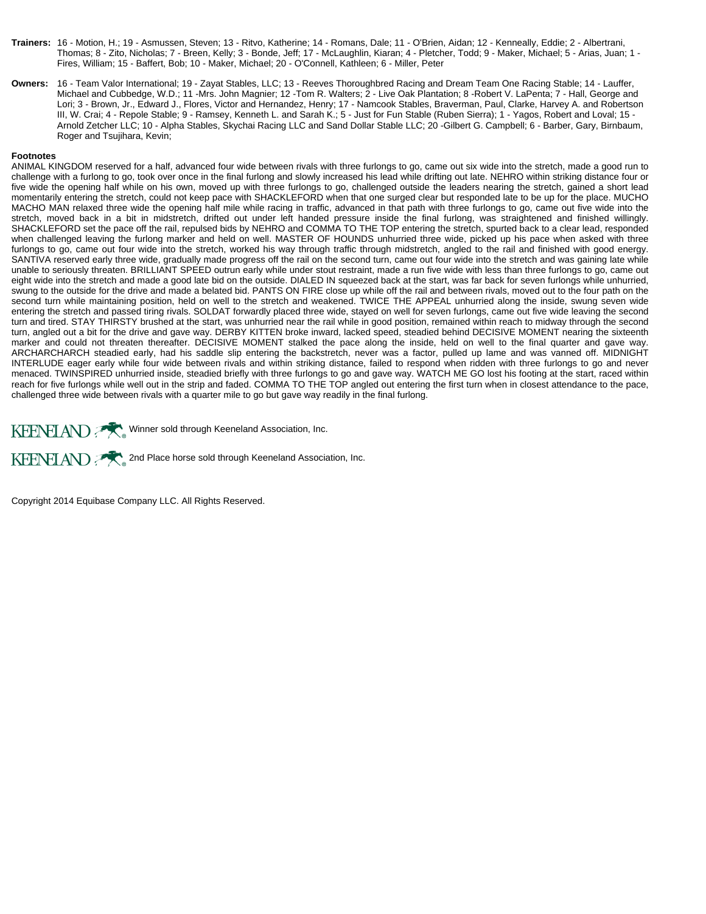**Trainers:** 16 - Motion, H.; 19 - Asmussen, Steven; 13 - Ritvo, Katherine; 14 - Romans, Dale; 11 - O'Brien, Aidan; 12 - Kenneally, Eddie; 2 - Albertrani, Thomas; 8 - Zito, Nicholas; 7 - Breen, Kelly; 3 - Bonde, Jeff; 17 - McLaughlin, Kiaran; 4 - Pletcher, Todd; 9 - Maker, Michael; 5 - Arias, Juan; 1 - Fires, William; 15 - Baffert, Bob; 10 - Maker, Michael; 20 - O'Connell, Kathleen; 6 - Miller, Peter

**Owners:** 16 - Team Valor International; 19 - Zayat Stables, LLC; 13 - Reeves Thoroughbred Racing and Dream Team One Racing Stable; 14 - Lauffer, Michael and Cubbedge, W.D.; 11 -Mrs. John Magnier; 12 -Tom R. Walters; 2 - Live Oak Plantation; 8 -Robert V. LaPenta; 7 - Hall, George and Lori; 3 - Brown, Jr., Edward J., Flores, Victor and Hernandez, Henry; 17 - Namcook Stables, Braverman, Paul, Clarke, Harvey A. and Robertson III, W. Crai; 4 - Repole Stable; 9 - Ramsey, Kenneth L. and Sarah K.; 5 - Just for Fun Stable (Ruben Sierra); 1 - Yagos, Robert and Loval; 15 - Arnold Zetcher LLC; 10 - Alpha Stables, Skychai Racing LLC and Sand Dollar Stable LLC; 20 -Gilbert G. Campbell; 6 - Barber, Gary, Birnbaum, Roger and Tsujihara, Kevin;

**Footnotes**

ANIMAL KINGDOM reserved for a half, advanced four wide between rivals with three furlongs to go, came out six wide into the stretch, made a good run to challenge with a furlong to go, took over once in the final furlong and slowly increased his lead while drifting out late. NEHRO within striking distance four or five wide the opening half while on his own, moved up with three furlongs to go, challenged outside the leaders nearing the stretch, gained a short lead momentarily entering the stretch, could not keep pace with SHACKLEFORD when that one surged clear but responded late to be up for the place. MUCHO MACHO MAN relaxed three wide the opening half mile while racing in traffic, advanced in that path with three furlongs to go, came out five wide into the stretch, moved back in a bit in midstretch, drifted out under left handed pressure inside the final furlong, was straightened and finished willingly. SHACKLEFORD set the pace off the rail, repulsed bids by NEHRO and COMMA TO THE TOP entering the stretch, spurted back to a clear lead, responded when challenged leaving the furlong marker and held on well. MASTER OF HOUNDS unhurried three wide, picked up his pace when asked with three furlongs to go, came out four wide into the stretch, worked his way through traffic through midstretch, angled to the rail and finished with good energy. SANTIVA reserved early three wide, gradually made progress off the rail on the second turn, came out four wide into the stretch and was gaining late while unable to seriously threaten. BRILLIANT SPEED outrun early while under stout restraint, made a run five wide with less than three furlongs to go, came out eight wide into the stretch and made a good late bid on the outside. DIALED IN squeezed back at the start, was far back for seven furlongs while unhurried, swung to the outside for the drive and made a belated bid. PANTS ON FIRE close up while off the rail and between rivals, moved out to the four path on the second turn while maintaining position, held on well to the stretch and weakened. TWICE THE APPEAL unhurried along the inside, swung seven wide entering the stretch and passed tiring rivals. SOLDAT forwardly placed three wide, stayed on well for seven furlongs, came out five wide leaving the second turn and tired. STAY THIRSTY brushed at the start, was unhurried near the rail while in good position, remained within reach to midway through the second turn, angled out a bit for the drive and gave way. DERBY KITTEN broke inward, lacked speed, steadied behind DECISIVE MOMENT nearing the sixteenth marker and could not threaten thereafter. DECISIVE MOMENT stalked the pace along the inside, held on well to the final quarter and gave way. ARCHARCHARCH steadied early, had his saddle slip entering the backstretch, never was a factor, pulled up lame and was vanned off. MIDNIGHT INTERLUDE eager early while four wide between rivals and within striking distance, failed to respond when ridden with three furlongs to go and never menaced. TWINSPIRED unhurried inside, steadied briefly with three furlongs to go and gave way. WATCH ME GO lost his footing at the start, raced within reach for five furlongs while well out in the strip and faded. COMMA TO THE TOP angled out entering the first turn when in closest attendance to the pace, challenged three wide between rivals with a quarter mile to go but gave way readily in the final furlong.

KEENELAND Winner sold through Keeneland Association, Inc.

KEENELAND 2nd Place horse sold through Keeneland Association, Inc.

Copyright 2014 Equibase Company LLC. All Rights Reserved.